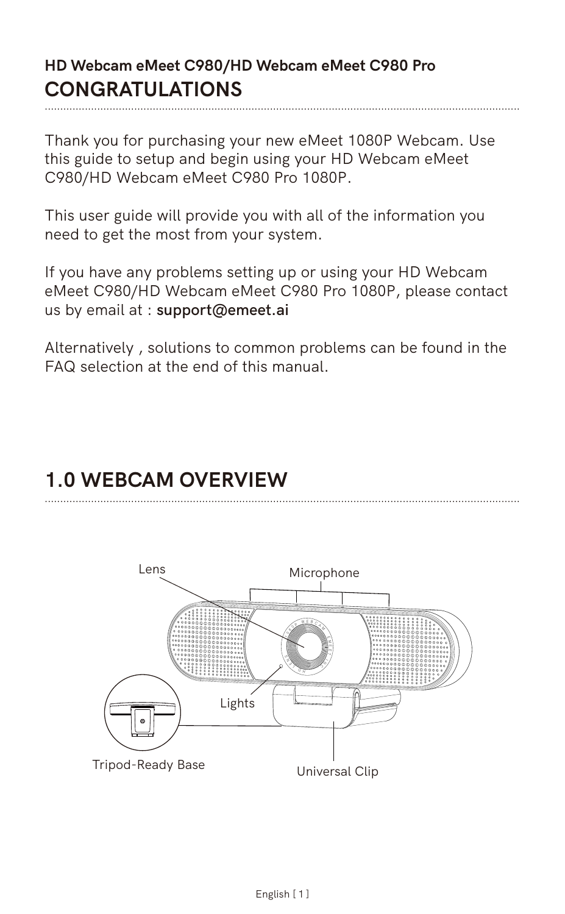**HD Webcam eMeet C980/HD Webcam eMeet C980 Pro**

# CONGRATULATIONS

Thank you for purchasing your new eMeet 1080P Webcam. Use this guide to setup and begin using your HD Webcam eMeet C980/HD Webcam eMeet C980 Pro 1080P.

This user guide will provide you with all of the information you need to get the most from your system.

If you have any problems setting up or using your HD Webcam eMeet C980/HD Webcam eMeet C980 Pro 1080P, please contact us by email at : **support@emeet.ai**

Alternatively , solutions to common problems can be found in the FAQ selection at the end of this manual.

# 1.0 WEBCAM OVERVIEW

Lens

Microphone

Lights

Tripod-Ready Base

Universal Clip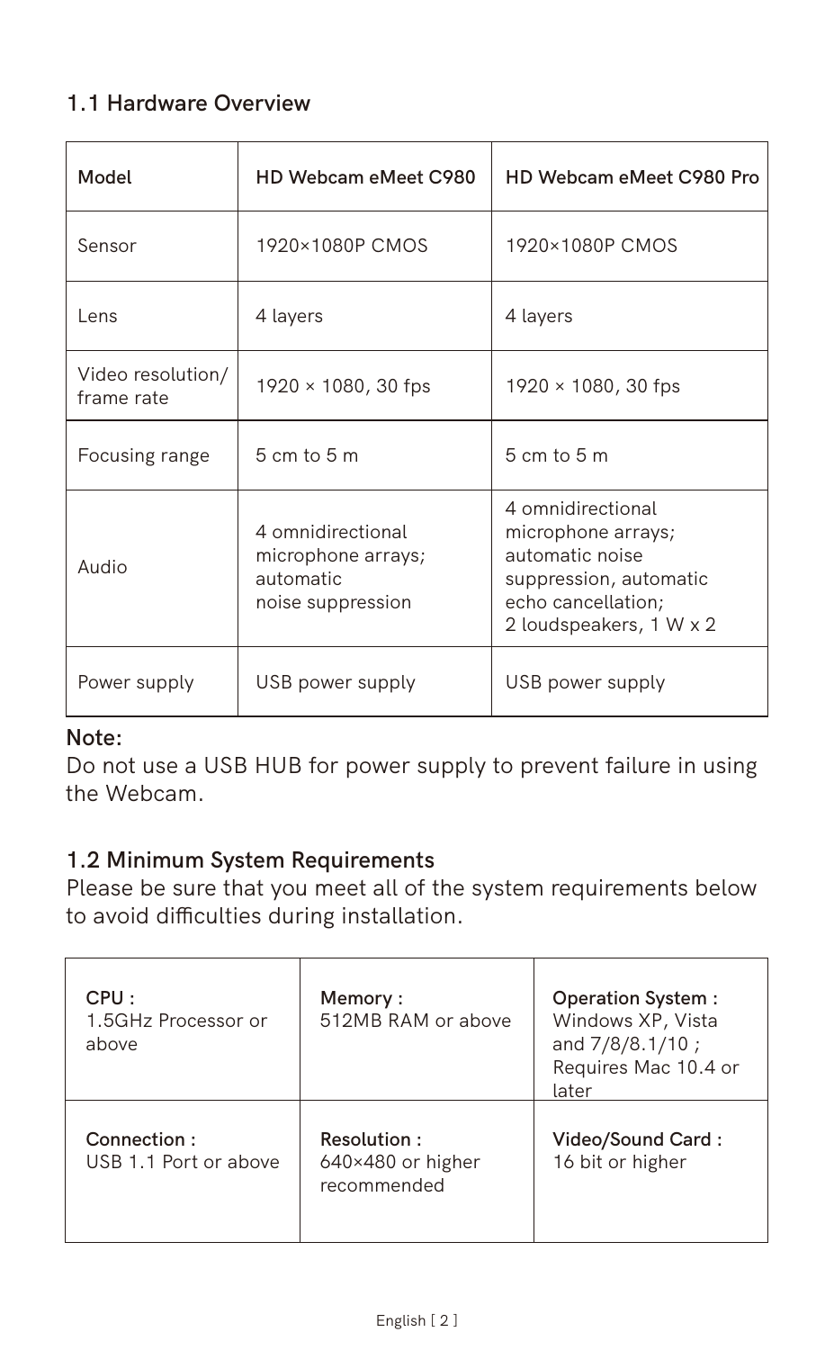## 1.1 Hardware Overview

| Model | HD Webcam eMeet C980 | HD Webcam eMeet C980 Pro |
|---|---|---|
| Sensor | 1920×1080P CMOS | 1920×1080P CMOS |
| Lens | 4 layers | 4 layers |
| Video resolution/ frame rate | 1920 × 1080, 30 fps | 1920 × 1080, 30 fps |
| Focusing range | 5 cm to 5 m | 5 cm to 5 m |
| Audio | 4 omnidirectional microphone arrays; automatic noise suppression | 4 omnidirectional microphone arrays; automatic noise suppression, automatic echo cancellation; 2 loudspeakers, 1 W x 2 |
| Power supply | USB power supply | USB power supply |

**Note:**
Do not use a USB HUB for power supply to prevent failure in using the Webcam.

## 1.2 Minimum System Requirements

Please be sure that you meet all of the system requirements below to avoid difficulties during installation.

| | | |
|---|---|---|
| **CPU :** 1.5GHz Processor or above | **Memory :** 512MB RAM or above | **Operation System :** Windows XP, Vista and 7/8/8.1/10 ; Requires Mac 10.4 or later |
| **Connection :** USB 1.1 Port or above | **Resolution :** 640×480 or higher recommended | **Video/Sound Card :** 16 bit or higher |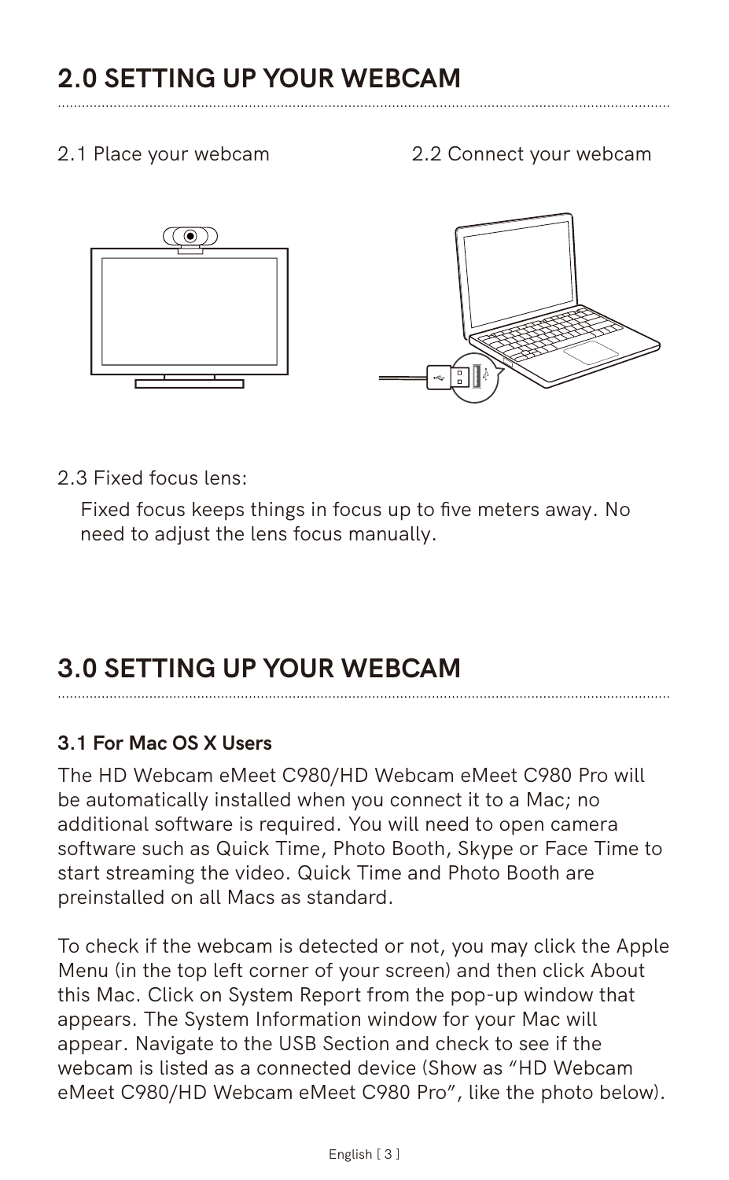## 2.0 SETTING UP YOUR WEBCAM

2.1 Place your webcam

2.2 Connect your webcam

2.3 Fixed focus lens:

Fixed focus keeps things in focus up to five meters away. No need to adjust the lens focus manually.

## 3.0 SETTING UP YOUR WEBCAM

### 3.1 For Mac OS X Users

The HD Webcam eMeet C980/HD Webcam eMeet C980 Pro will be automatically installed when you connect it to a Mac; no additional software is required. You will need to open camera software such as Quick Time, Photo Booth, Skype or Face Time to start streaming the video. Quick Time and Photo Booth are preinstalled on all Macs as standard.

To check if the webcam is detected or not, you may click the Apple Menu (in the top left corner of your screen) and then click About this Mac. Click on System Report from the pop-up window that appears. The System Information window for your Mac will appear. Navigate to the USB Section and check to see if the webcam is listed as a connected device (Show as "HD Webcam eMeet C980/HD Webcam eMeet C980 Pro", like the photo below).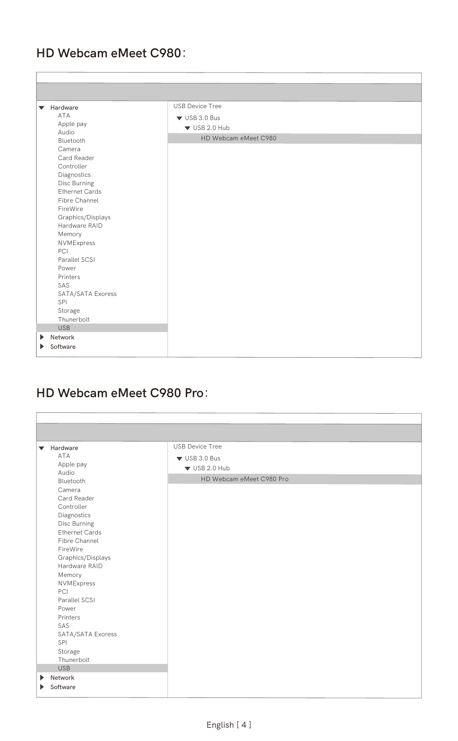## HD Webcam eMeet C980：

| | |
|---|---|
| ▼ Hardware<br>ATA<br>Apple pay<br>Audio<br>Bluetooth<br>Camera<br>Card Reader<br>Controller<br>Diagnostics<br>Disc Burning<br>Ethernet Cards<br>Fibre Channel<br>FireWire<br>Graphics/Displays<br>Hardware RAID<br>Memory<br>NVMExpress<br>PCI<br>Parallel SCSI<br>Power<br>Printers<br>SAS<br>SATA/SATA Exoress<br>SPI<br>Storage<br>Thunerbolt<br>USB<br>▶ Network<br>▶ Software | USB Device Tree<br>▼ USB 3.0 Bus<br>▼ USB 2.0 Hub<br>HD Webcam eMeet C980 |

## HD Webcam eMeet C980 Pro：

| | |
|---|---|
| ▼ Hardware<br>ATA<br>Apple pay<br>Audio<br>Bluetooth<br>Camera<br>Card Reader<br>Controller<br>Diagnostics<br>Disc Burning<br>Ethernet Cards<br>Fibre Channel<br>FireWire<br>Graphics/Displays<br>Hardware RAID<br>Memory<br>NVMExpress<br>PCI<br>Parallel SCSI<br>Power<br>Printers<br>SAS<br>SATA/SATA Exoress<br>SPI<br>Storage<br>Thunerbolt<br>USB<br>▶ Network<br>▶ Software | USB Device Tree<br>▼ USB 3.0 Bus<br>▼ USB 2.0 Hub<br>HD Webcam eMeet C980 Pro |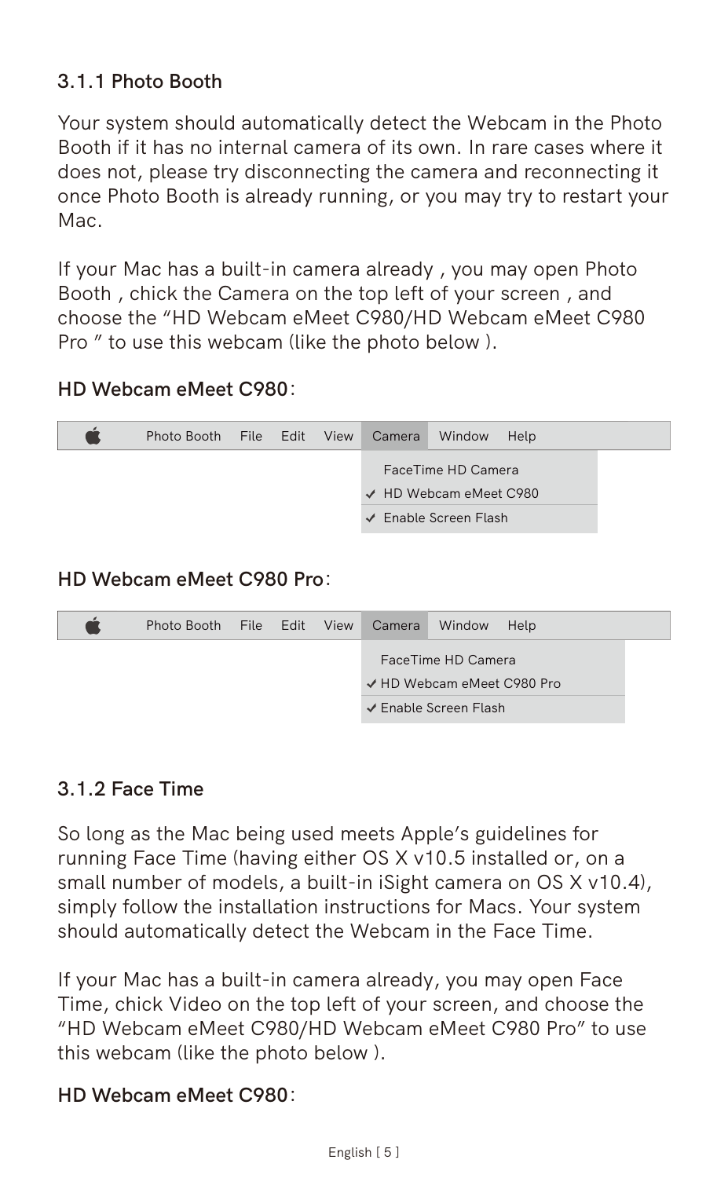### 3.1.1 Photo Booth

Your system should automatically detect the Webcam in the Photo Booth if it has no internal camera of its own. In rare cases where it does not, please try disconnecting the camera and reconnecting it once Photo Booth is already running, or you may try to restart your Mac.

If your Mac has a built-in camera already , you may open Photo Booth , chick the Camera on the top left of your screen , and choose the "HD Webcam eMeet C980/HD Webcam eMeet C980 Pro " to use this webcam (like the photo below ).

**HD Webcam eMeet C980**:

 Photo Booth File Edit View **Camera** Window Help

- FaceTime HD Camera
- ✓ HD Webcam eMeet C980
- ✓ Enable Screen Flash

**HD Webcam eMeet C980 Pro**:

 Photo Booth File Edit View **Camera** Window Help

- FaceTime HD Camera
- ✓ HD Webcam eMeet C980 Pro
- ✓ Enable Screen Flash

### 3.1.2 Face Time

So long as the Mac being used meets Apple's guidelines for running Face Time (having either OS X v10.5 installed or, on a small number of models, a built-in iSight camera on OS X v10.4), simply follow the installation instructions for Macs. Your system should automatically detect the Webcam in the Face Time.

If your Mac has a built-in camera already, you may open Face Time, chick Video on the top left of your screen, and choose the "HD Webcam eMeet C980/HD Webcam eMeet C980 Pro" to use this webcam (like the photo below ).

**HD Webcam eMeet C980**: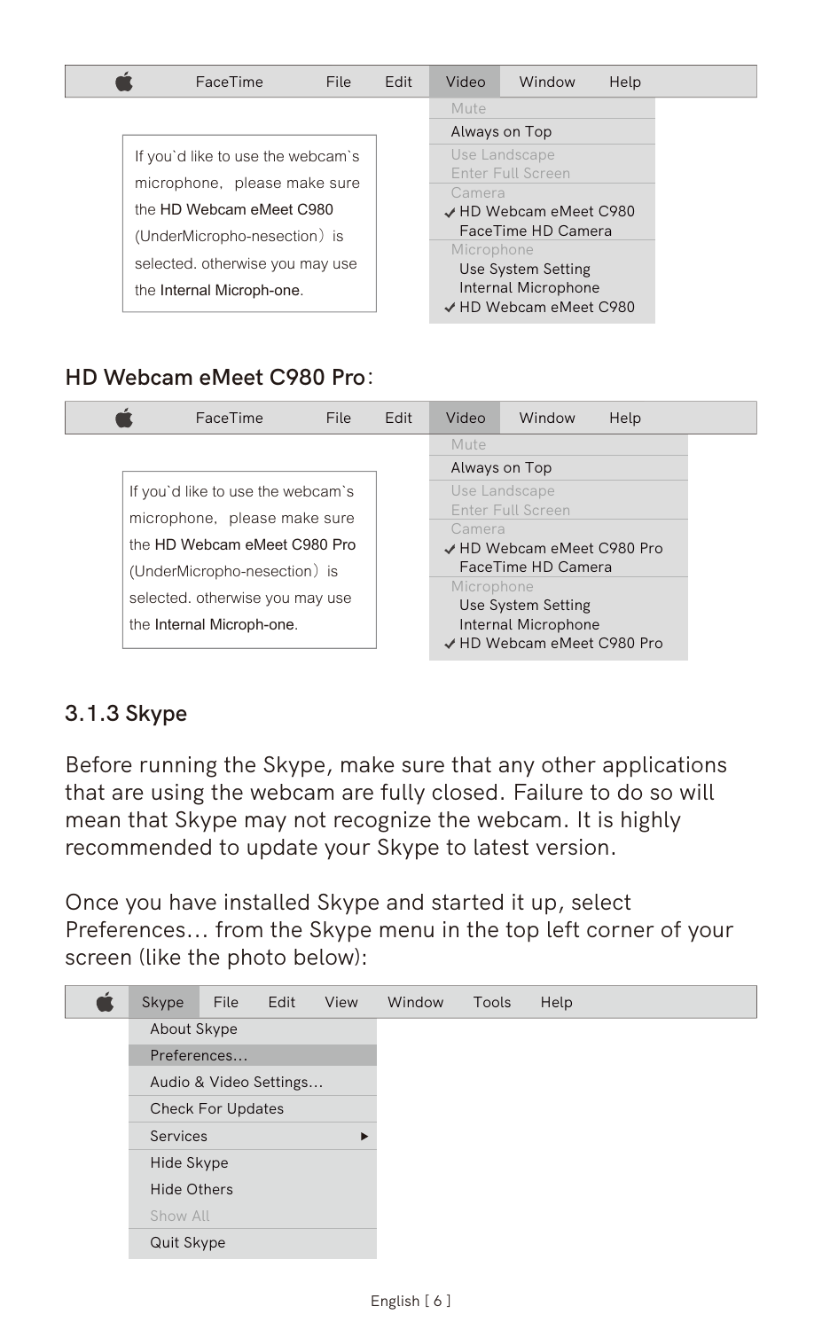| FaceTime | File | Edit | Video | Window | Help |
|---|---|---|---|---|---|

Video menu:

- Mute
- Always on Top
- Use Landscape
- Enter Full Screen
- Camera
- ✓ HD Webcam eMeet C980
- FaceTime HD Camera
- Microphone
- Use System Setting
- Internal Microphone
- ✓ HD Webcam eMeet C980

If you`d like to use the webcam`s microphone, please make sure the HD Webcam eMeet C980 (UnderMicropho-nesection) is selected. otherwise you may use the Internal Microph-one.

### HD Webcam eMeet C980 Pro:

| FaceTime | File | Edit | Video | Window | Help |
|---|---|---|---|---|---|

Video menu:

- Mute
- Always on Top
- Use Landscape
- Enter Full Screen
- Camera
- ✓ HD Webcam eMeet C980 Pro
- FaceTime HD Camera
- Microphone
- Use System Setting
- Internal Microphone
- ✓ HD Webcam eMeet C980 Pro

If you`d like to use the webcam`s microphone, please make sure the HD Webcam eMeet C980 Pro (UnderMicropho-nesection) is selected. otherwise you may use the Internal Microph-one.

### 3.1.3 Skype

Before running the Skype, make sure that any other applications that are using the webcam are fully closed. Failure to do so will mean that Skype may not recognize the webcam. It is highly recommended to update your Skype to latest version.

Once you have installed Skype and started it up, select Preferences… from the Skype menu in the top left corner of your screen (like the photo below):

| Skype | File | Edit | View | Window | Tools | Help |
|---|---|---|---|---|---|---|

Skype menu:

- About Skype
- Preferences…
- Audio & Video Settings…
- Check For Updates
- Services ▸
- Hide Skype
- Hide Others
- Show All
- Quit Skype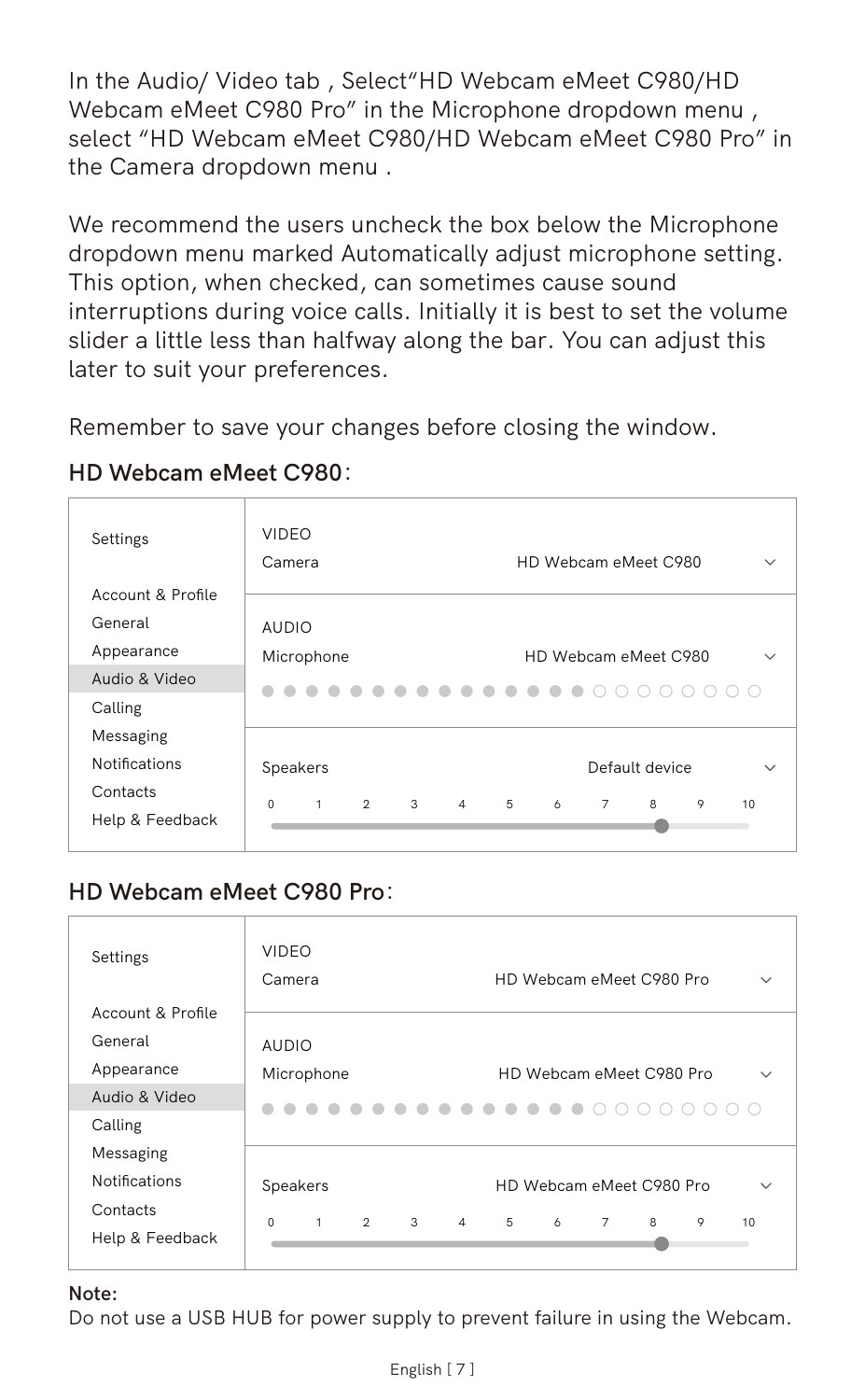In the Audio/ Video tab , Select"HD Webcam eMeet C980/HD Webcam eMeet C980 Pro" in the Microphone dropdown menu , select "HD Webcam eMeet C980/HD Webcam eMeet C980 Pro" in the Camera dropdown menu .

We recommend the users uncheck the box below the Microphone dropdown menu marked Automatically adjust microphone setting. This option, when checked, can sometimes cause sound interruptions during voice calls. Initially it is best to set the volume slider a little less than halfway along the bar. You can adjust this later to suit your preferences.

Remember to save your changes before closing the window.

**HD Webcam eMeet C980**:

| Settings | |
|---|---|
| Account & Profile | VIDEO<br>Camera: HD Webcam eMeet C980 |
| General | |
| Appearance | AUDIO<br>Microphone: HD Webcam eMeet C980 |
| **Audio & Video** | |
| Calling | |
| Messaging | Speakers: Default device |
| Notifications | 0 1 2 3 4 5 6 7 8 9 10 |
| Contacts | |
| Help & Feedback | |

**HD Webcam eMeet C980 Pro**:

| Settings | |
|---|---|
| Account & Profile | VIDEO<br>Camera: HD Webcam eMeet C980 Pro |
| General | |
| Appearance | AUDIO<br>Microphone: HD Webcam eMeet C980 Pro |
| **Audio & Video** | |
| Calling | |
| Messaging | Speakers: HD Webcam eMeet C980 Pro |
| Notifications | 0 1 2 3 4 5 6 7 8 9 10 |
| Contacts | |
| Help & Feedback | |

**Note:**
Do not use a USB HUB for power supply to prevent failure in using the Webcam.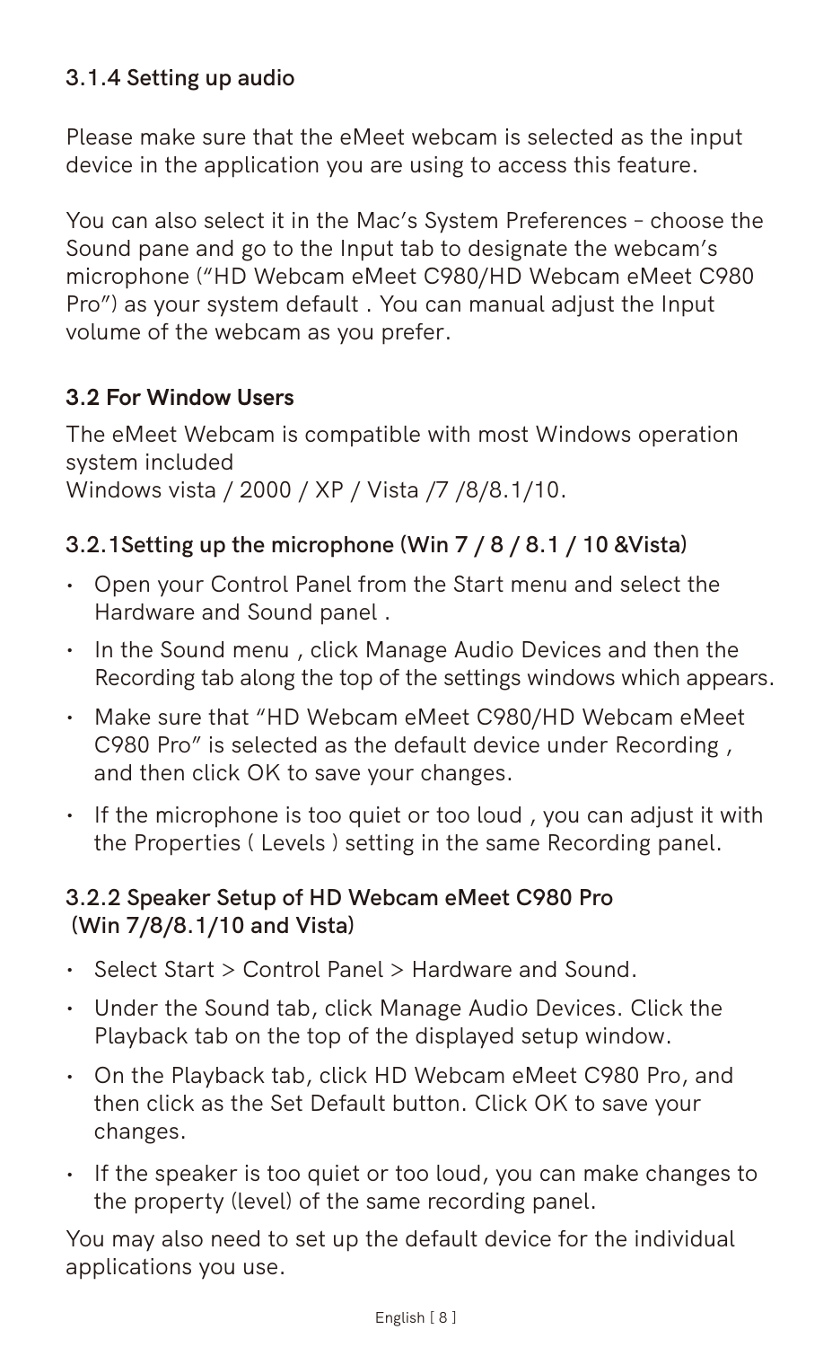### 3.1.4 Setting up audio

Please make sure that the eMeet webcam is selected as the input device in the application you are using to access this feature.

You can also select it in the Mac's System Preferences – choose the Sound pane and go to the Input tab to designate the webcam's microphone ("HD Webcam eMeet C980/HD Webcam eMeet C980 Pro") as your system default . You can manual adjust the Input volume of the webcam as you prefer.

## 3.2 For Window Users

The eMeet Webcam is compatible with most Windows operation system included
Windows vista / 2000 / XP / Vista /7 /8/8.1/10.

### 3.2.1Setting up the microphone (Win 7 / 8 / 8.1 / 10 &Vista)

- Open your Control Panel from the Start menu and select the Hardware and Sound panel .
- In the Sound menu , click Manage Audio Devices and then the Recording tab along the top of the settings windows which appears.
- Make sure that "HD Webcam eMeet C980/HD Webcam eMeet C980 Pro" is selected as the default device under Recording , and then click OK to save your changes.
- If the microphone is too quiet or too loud , you can adjust it with the Properties ( Levels ) setting in the same Recording panel.

### 3.2.2 Speaker Setup of HD Webcam eMeet C980 Pro (Win 7/8/8.1/10 and Vista)

- Select Start > Control Panel > Hardware and Sound.
- Under the Sound tab, click Manage Audio Devices. Click the Playback tab on the top of the displayed setup window.
- On the Playback tab, click HD Webcam eMeet C980 Pro, and then click as the Set Default button. Click OK to save your changes.
- If the speaker is too quiet or too loud, you can make changes to the property (level) of the same recording panel.

You may also need to set up the default device for the individual applications you use.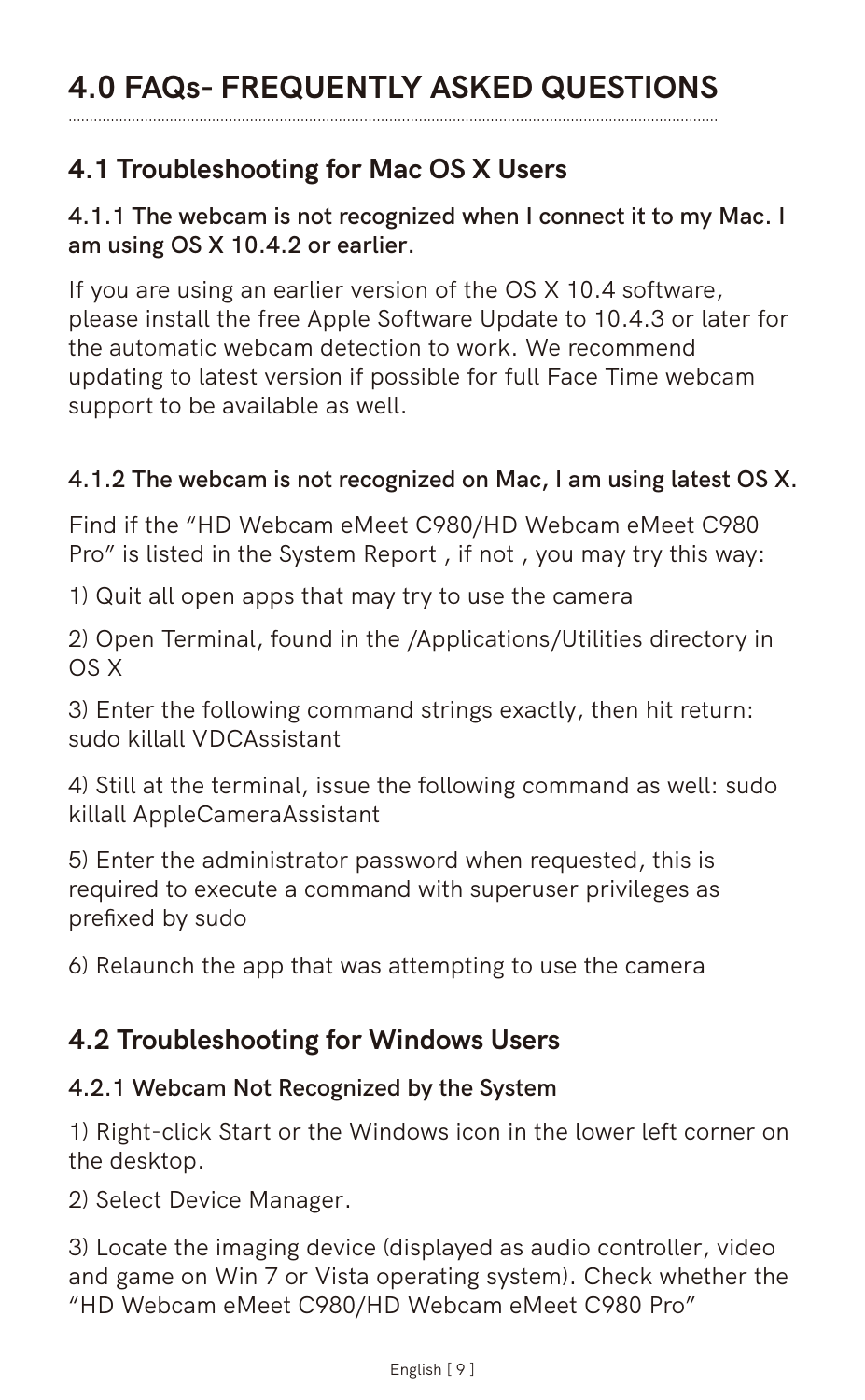# 4.0 FAQs- FREQUENTLY ASKED QUESTIONS

## 4.1 Troubleshooting for Mac OS X Users

### 4.1.1 The webcam is not recognized when I connect it to my Mac. I am using OS X 10.4.2 or earlier.

If you are using an earlier version of the OS X 10.4 software, please install the free Apple Software Update to 10.4.3 or later for the automatic webcam detection to work. We recommend updating to latest version if possible for full Face Time webcam support to be available as well.

### 4.1.2 The webcam is not recognized on Mac, I am using latest OS X.

Find if the "HD Webcam eMeet C980/HD Webcam eMeet C980 Pro" is listed in the System Report , if not , you may try this way:

1) Quit all open apps that may try to use the camera

2) Open Terminal, found in the /Applications/Utilities directory in OS X

3) Enter the following command strings exactly, then hit return: sudo killall VDCAssistant

4) Still at the terminal, issue the following command as well: sudo killall AppleCameraAssistant

5) Enter the administrator password when requested, this is required to execute a command with superuser privileges as prefixed by sudo

6) Relaunch the app that was attempting to use the camera

## 4.2 Troubleshooting for Windows Users

### 4.2.1 Webcam Not Recognized by the System

1) Right-click Start or the Windows icon in the lower left corner on the desktop.

2) Select Device Manager.

3) Locate the imaging device (displayed as audio controller, video and game on Win 7 or Vista operating system). Check whether the "HD Webcam eMeet C980/HD Webcam eMeet C980 Pro"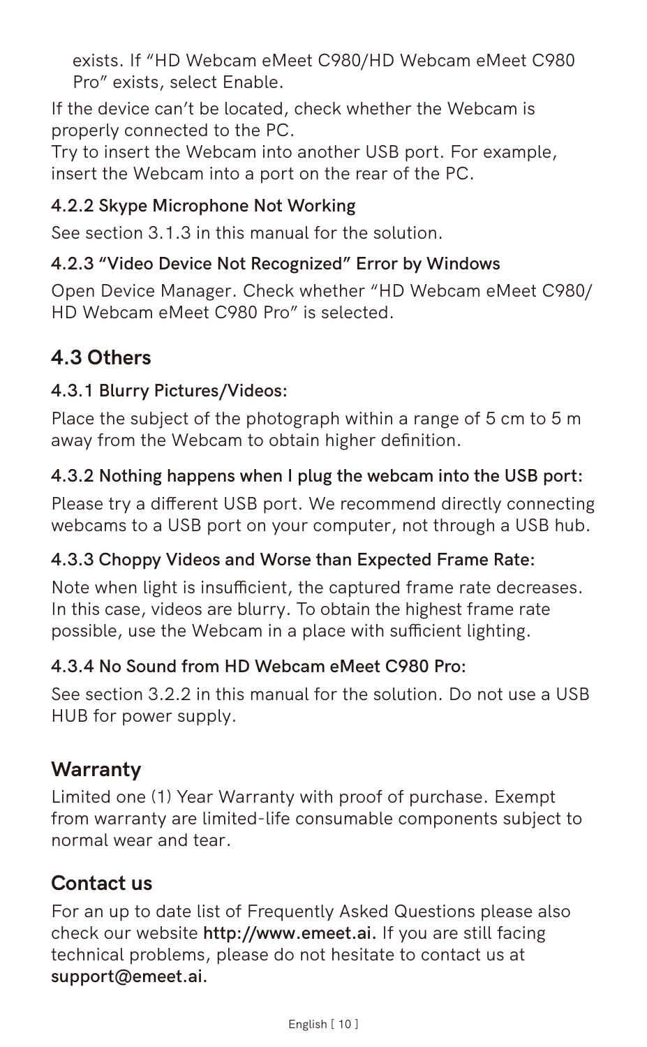exists. If "HD Webcam eMeet C980/HD Webcam eMeet C980 Pro" exists, select Enable.

If the device can't be located, check whether the Webcam is properly connected to the PC.

Try to insert the Webcam into another USB port. For example, insert the Webcam into a port on the rear of the PC.

### 4.2.2 Skype Microphone Not Working

See section 3.1.3 in this manual for the solution.

### 4.2.3 "Video Device Not Recognized" Error by Windows

Open Device Manager. Check whether "HD Webcam eMeet C980/ HD Webcam eMeet C980 Pro" is selected.

## 4.3 Others

### 4.3.1 Blurry Pictures/Videos:

Place the subject of the photograph within a range of 5 cm to 5 m away from the Webcam to obtain higher definition.

### 4.3.2 Nothing happens when I plug the webcam into the USB port:

Please try a different USB port. We recommend directly connecting webcams to a USB port on your computer, not through a USB hub.

### 4.3.3 Choppy Videos and Worse than Expected Frame Rate:

Note when light is insufficient, the captured frame rate decreases. In this case, videos are blurry. To obtain the highest frame rate possible, use the Webcam in a place with sufficient lighting.

### 4.3.4 No Sound from HD Webcam eMeet C980 Pro:

See section 3.2.2 in this manual for the solution. Do not use a USB HUB for power supply.

## Warranty

Limited one (1) Year Warranty with proof of purchase. Exempt from warranty are limited-life consumable components subject to normal wear and tear.

## Contact us

For an up to date list of Frequently Asked Questions please also check our website **http://www.emeet.ai.** If you are still facing technical problems, please do not hesitate to contact us at **support@emeet.ai.**